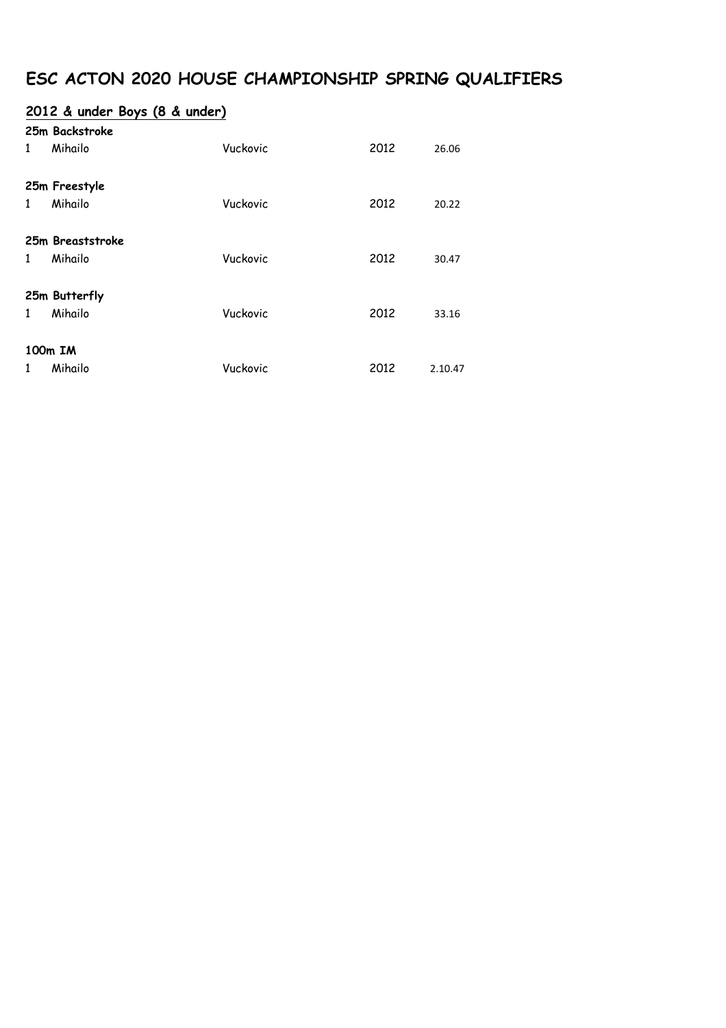# ESC ACTON 2020 HOUSE CHAMPIONSHIP SPRING QUALIFIERS

## 2012 & under Boys (8 & under)

**25m Backstroke**

| | | | | |
|---|---|---|---|---|
| 1 | Mihailo | Vuckovic | 2012 | 26.06 |

**25m Freestyle**

| | | | | |
|---|---|---|---|---|
| 1 | Mihailo | Vuckovic | 2012 | 20.22 |

**25m Breaststroke**

| | | | | |
|---|---|---|---|---|
| 1 | Mihailo | Vuckovic | 2012 | 30.47 |

**25m Butterfly**

| | | | | |
|---|---|---|---|---|
| 1 | Mihailo | Vuckovic | 2012 | 33.16 |

**100m IM**

| | | | | |
|---|---|---|---|---|
| 1 | Mihailo | Vuckovic | 2012 | 2.10.47 |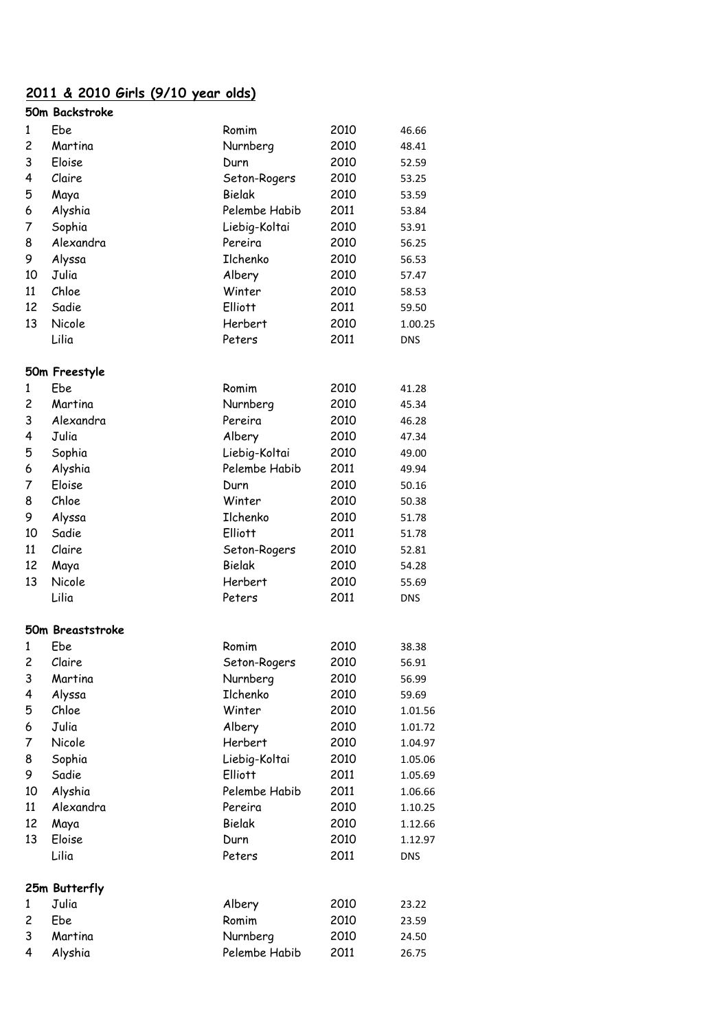## 2011 & 2010 Girls (9/10 year olds)

### 50m Backstroke

| | | | | |
|---|---|---|---|---|
| 1 | Ebe | Romim | 2010 | 46.66 |
| 2 | Martina | Nurnberg | 2010 | 48.41 |
| 3 | Eloise | Durn | 2010 | 52.59 |
| 4 | Claire | Seton-Rogers | 2010 | 53.25 |
| 5 | Maya | Bielak | 2010 | 53.59 |
| 6 | Alyshia | Pelembe Habib | 2011 | 53.84 |
| 7 | Sophia | Liebig-Koltai | 2010 | 53.91 |
| 8 | Alexandra | Pereira | 2010 | 56.25 |
| 9 | Alyssa | Ilchenko | 2010 | 56.53 |
| 10 | Julia | Albery | 2010 | 57.47 |
| 11 | Chloe | Winter | 2010 | 58.53 |
| 12 | Sadie | Elliott | 2011 | 59.50 |
| 13 | Nicole | Herbert | 2010 | 1.00.25 |
| | Lilia | Peters | 2011 | DNS |

### 50m Freestyle

| | | | | |
|---|---|---|---|---|
| 1 | Ebe | Romim | 2010 | 41.28 |
| 2 | Martina | Nurnberg | 2010 | 45.34 |
| 3 | Alexandra | Pereira | 2010 | 46.28 |
| 4 | Julia | Albery | 2010 | 47.34 |
| 5 | Sophia | Liebig-Koltai | 2010 | 49.00 |
| 6 | Alyshia | Pelembe Habib | 2011 | 49.94 |
| 7 | Eloise | Durn | 2010 | 50.16 |
| 8 | Chloe | Winter | 2010 | 50.38 |
| 9 | Alyssa | Ilchenko | 2010 | 51.78 |
| 10 | Sadie | Elliott | 2011 | 51.78 |
| 11 | Claire | Seton-Rogers | 2010 | 52.81 |
| 12 | Maya | Bielak | 2010 | 54.28 |
| 13 | Nicole | Herbert | 2010 | 55.69 |
| | Lilia | Peters | 2011 | DNS |

### 50m Breaststroke

| | | | | |
|---|---|---|---|---|
| 1 | Ebe | Romim | 2010 | 38.38 |
| 2 | Claire | Seton-Rogers | 2010 | 56.91 |
| 3 | Martina | Nurnberg | 2010 | 56.99 |
| 4 | Alyssa | Ilchenko | 2010 | 59.69 |
| 5 | Chloe | Winter | 2010 | 1.01.56 |
| 6 | Julia | Albery | 2010 | 1.01.72 |
| 7 | Nicole | Herbert | 2010 | 1.04.97 |
| 8 | Sophia | Liebig-Koltai | 2010 | 1.05.06 |
| 9 | Sadie | Elliott | 2011 | 1.05.69 |
| 10 | Alyshia | Pelembe Habib | 2011 | 1.06.66 |
| 11 | Alexandra | Pereira | 2010 | 1.10.25 |
| 12 | Maya | Bielak | 2010 | 1.12.66 |
| 13 | Eloise | Durn | 2010 | 1.12.97 |
| | Lilia | Peters | 2011 | DNS |

### 25m Butterfly

| | | | | |
|---|---|---|---|---|
| 1 | Julia | Albery | 2010 | 23.22 |
| 2 | Ebe | Romim | 2010 | 23.59 |
| 3 | Martina | Nurnberg | 2010 | 24.50 |
| 4 | Alyshia | Pelembe Habib | 2011 | 26.75 |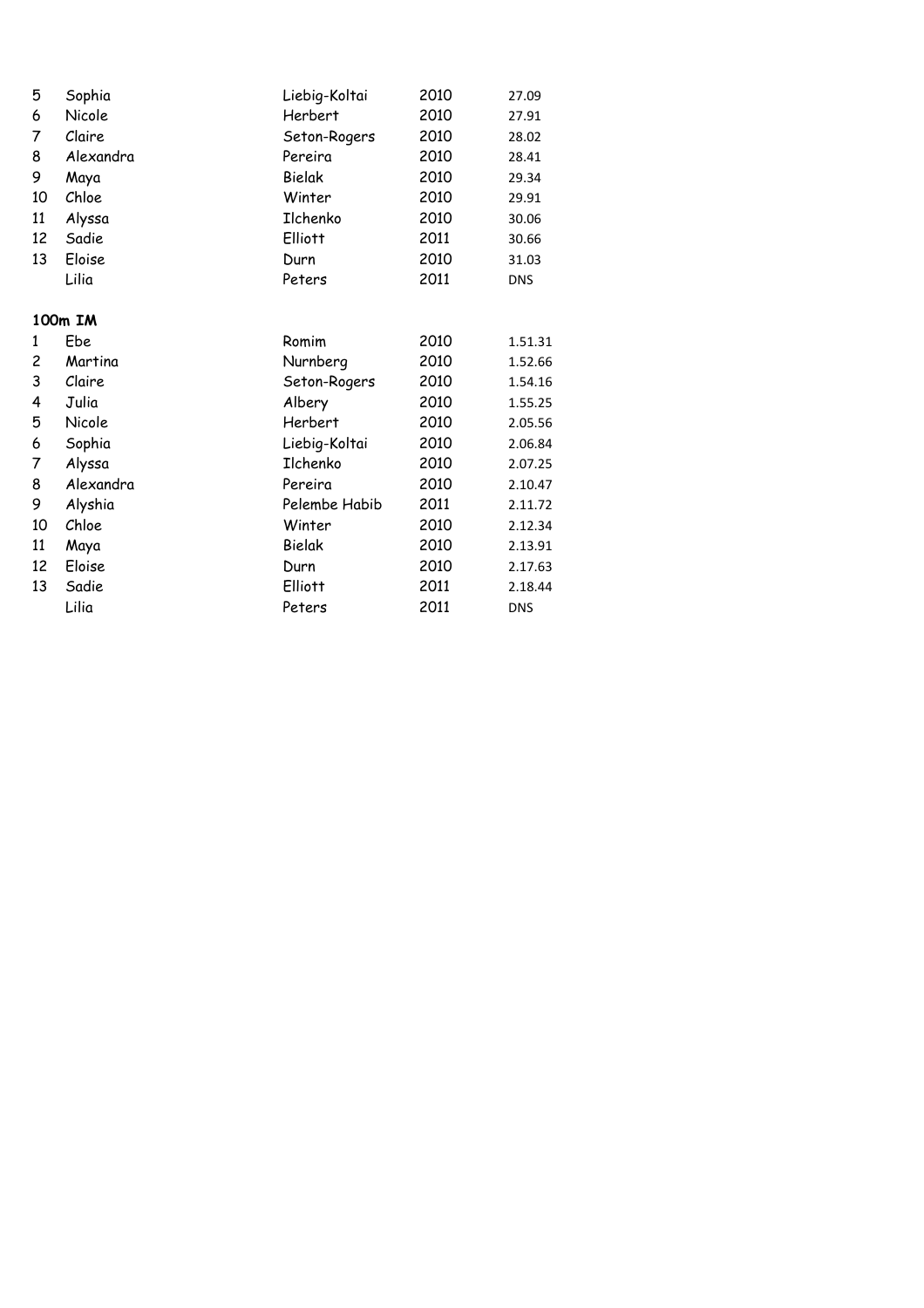| | | | | |
|---|---|---|---|---|
| 5 | Sophia | Liebig-Koltai | 2010 | 27.09 |
| 6 | Nicole | Herbert | 2010 | 27.91 |
| 7 | Claire | Seton-Rogers | 2010 | 28.02 |
| 8 | Alexandra | Pereira | 2010 | 28.41 |
| 9 | Maya | Bielak | 2010 | 29.34 |
| 10 | Chloe | Winter | 2010 | 29.91 |
| 11 | Alyssa | Ilchenko | 2010 | 30.06 |
| 12 | Sadie | Elliott | 2011 | 30.66 |
| 13 | Eloise | Durn | 2010 | 31.03 |
| | Lilia | Peters | 2011 | DNS |

**100m IM**

| | | | | |
|---|---|---|---|---|
| 1 | Ebe | Romim | 2010 | 1.51.31 |
| 2 | Martina | Nurnberg | 2010 | 1.52.66 |
| 3 | Claire | Seton-Rogers | 2010 | 1.54.16 |
| 4 | Julia | Albery | 2010 | 1.55.25 |
| 5 | Nicole | Herbert | 2010 | 2.05.56 |
| 6 | Sophia | Liebig-Koltai | 2010 | 2.06.84 |
| 7 | Alyssa | Ilchenko | 2010 | 2.07.25 |
| 8 | Alexandra | Pereira | 2010 | 2.10.47 |
| 9 | Alyshia | Pelembe Habib | 2011 | 2.11.72 |
| 10 | Chloe | Winter | 2010 | 2.12.34 |
| 11 | Maya | Bielak | 2010 | 2.13.91 |
| 12 | Eloise | Durn | 2010 | 2.17.63 |
| 13 | Sadie | Elliott | 2011 | 2.18.44 |
| | Lilia | Peters | 2011 | DNS |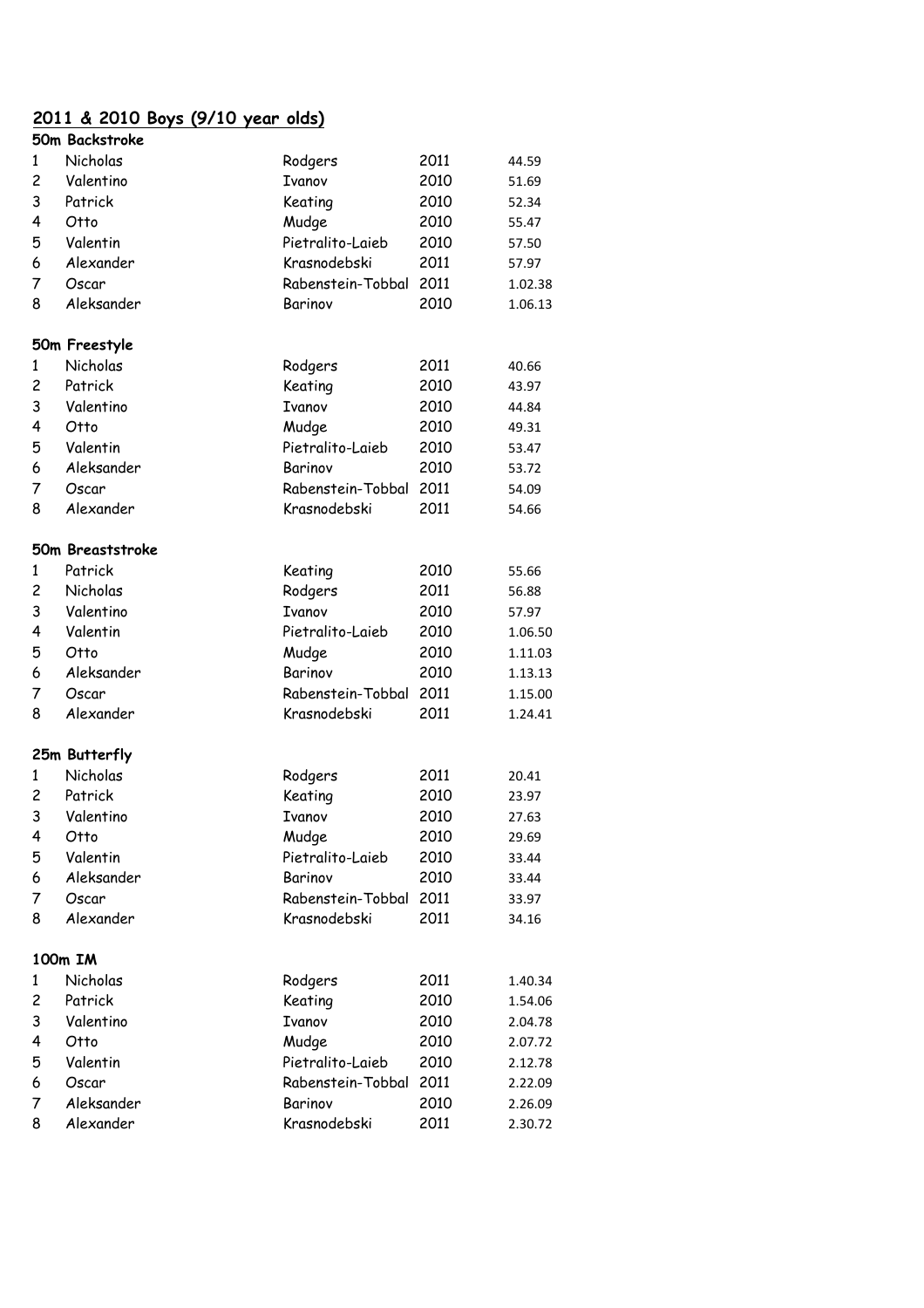## 2011 & 2010 Boys (9/10 year olds)

### 50m Backstroke

| | | | | |
|---|---|---|---|---|
| 1 | Nicholas | Rodgers | 2011 | 44.59 |
| 2 | Valentino | Ivanov | 2010 | 51.69 |
| 3 | Patrick | Keating | 2010 | 52.34 |
| 4 | Otto | Mudge | 2010 | 55.47 |
| 5 | Valentin | Pietralito-Laieb | 2010 | 57.50 |
| 6 | Alexander | Krasnodebski | 2011 | 57.97 |
| 7 | Oscar | Rabenstein-Tobbal | 2011 | 1.02.38 |
| 8 | Aleksander | Barinov | 2010 | 1.06.13 |

### 50m Freestyle

| | | | | |
|---|---|---|---|---|
| 1 | Nicholas | Rodgers | 2011 | 40.66 |
| 2 | Patrick | Keating | 2010 | 43.97 |
| 3 | Valentino | Ivanov | 2010 | 44.84 |
| 4 | Otto | Mudge | 2010 | 49.31 |
| 5 | Valentin | Pietralito-Laieb | 2010 | 53.47 |
| 6 | Aleksander | Barinov | 2010 | 53.72 |
| 7 | Oscar | Rabenstein-Tobbal | 2011 | 54.09 |
| 8 | Alexander | Krasnodebski | 2011 | 54.66 |

### 50m Breaststroke

| | | | | |
|---|---|---|---|---|
| 1 | Patrick | Keating | 2010 | 55.66 |
| 2 | Nicholas | Rodgers | 2011 | 56.88 |
| 3 | Valentino | Ivanov | 2010 | 57.97 |
| 4 | Valentin | Pietralito-Laieb | 2010 | 1.06.50 |
| 5 | Otto | Mudge | 2010 | 1.11.03 |
| 6 | Aleksander | Barinov | 2010 | 1.13.13 |
| 7 | Oscar | Rabenstein-Tobbal | 2011 | 1.15.00 |
| 8 | Alexander | Krasnodebski | 2011 | 1.24.41 |

### 25m Butterfly

| | | | | |
|---|---|---|---|---|
| 1 | Nicholas | Rodgers | 2011 | 20.41 |
| 2 | Patrick | Keating | 2010 | 23.97 |
| 3 | Valentino | Ivanov | 2010 | 27.63 |
| 4 | Otto | Mudge | 2010 | 29.69 |
| 5 | Valentin | Pietralito-Laieb | 2010 | 33.44 |
| 6 | Aleksander | Barinov | 2010 | 33.44 |
| 7 | Oscar | Rabenstein-Tobbal | 2011 | 33.97 |
| 8 | Alexander | Krasnodebski | 2011 | 34.16 |

### 100m IM

| | | | | |
|---|---|---|---|---|
| 1 | Nicholas | Rodgers | 2011 | 1.40.34 |
| 2 | Patrick | Keating | 2010 | 1.54.06 |
| 3 | Valentino | Ivanov | 2010 | 2.04.78 |
| 4 | Otto | Mudge | 2010 | 2.07.72 |
| 5 | Valentin | Pietralito-Laieb | 2010 | 2.12.78 |
| 6 | Oscar | Rabenstein-Tobbal | 2011 | 2.22.09 |
| 7 | Aleksander | Barinov | 2010 | 2.26.09 |
| 8 | Alexander | Krasnodebski | 2011 | 2.30.72 |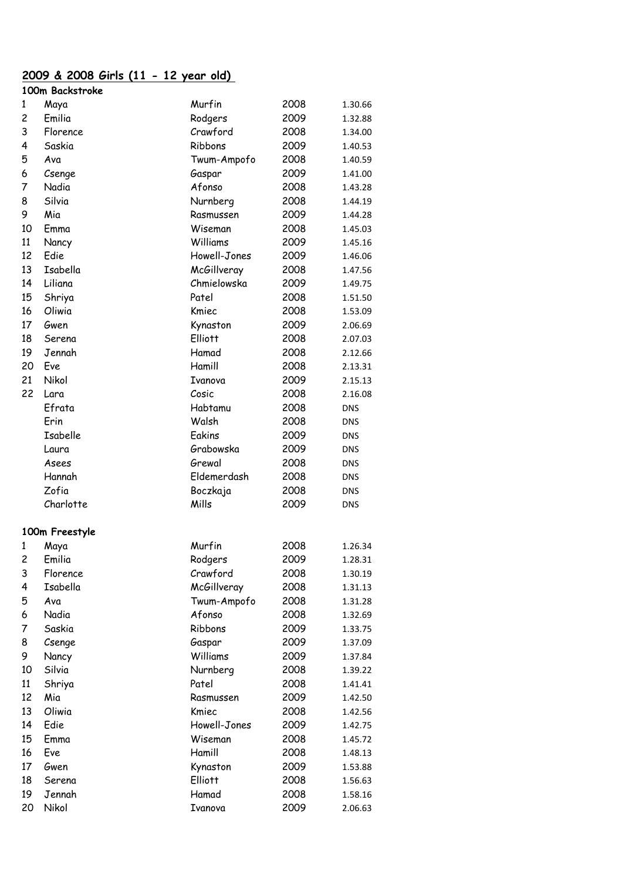## 2009 & 2008 Girls (11 - 12 year old)

### 100m Backstroke

| | | | | |
|---|---|---|---|---|
| 1 | Maya | Murfin | 2008 | 1.30.66 |
| 2 | Emilia | Rodgers | 2009 | 1.32.88 |
| 3 | Florence | Crawford | 2008 | 1.34.00 |
| 4 | Saskia | Ribbons | 2009 | 1.40.53 |
| 5 | Ava | Twum-Ampofo | 2008 | 1.40.59 |
| 6 | Csenge | Gaspar | 2009 | 1.41.00 |
| 7 | Nadia | Afonso | 2008 | 1.43.28 |
| 8 | Silvia | Nurnberg | 2008 | 1.44.19 |
| 9 | Mia | Rasmussen | 2009 | 1.44.28 |
| 10 | Emma | Wiseman | 2008 | 1.45.03 |
| 11 | Nancy | Williams | 2009 | 1.45.16 |
| 12 | Edie | Howell-Jones | 2009 | 1.46.06 |
| 13 | Isabella | McGillveray | 2008 | 1.47.56 |
| 14 | Liliana | Chmielowska | 2009 | 1.49.75 |
| 15 | Shriya | Patel | 2008 | 1.51.50 |
| 16 | Oliwia | Kmiec | 2008 | 1.53.09 |
| 17 | Gwen | Kynaston | 2009 | 2.06.69 |
| 18 | Serena | Elliott | 2008 | 2.07.03 |
| 19 | Jennah | Hamad | 2008 | 2.12.66 |
| 20 | Eve | Hamill | 2008 | 2.13.31 |
| 21 | Nikol | Ivanova | 2009 | 2.15.13 |
| 22 | Lara | Cosic | 2008 | 2.16.08 |
| | Efrata | Habtamu | 2008 | DNS |
| | Erin | Walsh | 2008 | DNS |
| | Isabelle | Eakins | 2009 | DNS |
| | Laura | Grabowska | 2009 | DNS |
| | Asees | Grewal | 2008 | DNS |
| | Hannah | Eldemerdash | 2008 | DNS |
| | Zofia | Boczkaja | 2008 | DNS |
| | Charlotte | Mills | 2009 | DNS |

### 100m Freestyle

| | | | | |
|---|---|---|---|---|
| 1 | Maya | Murfin | 2008 | 1.26.34 |
| 2 | Emilia | Rodgers | 2009 | 1.28.31 |
| 3 | Florence | Crawford | 2008 | 1.30.19 |
| 4 | Isabella | McGillveray | 2008 | 1.31.13 |
| 5 | Ava | Twum-Ampofo | 2008 | 1.31.28 |
| 6 | Nadia | Afonso | 2008 | 1.32.69 |
| 7 | Saskia | Ribbons | 2009 | 1.33.75 |
| 8 | Csenge | Gaspar | 2009 | 1.37.09 |
| 9 | Nancy | Williams | 2009 | 1.37.84 |
| 10 | Silvia | Nurnberg | 2008 | 1.39.22 |
| 11 | Shriya | Patel | 2008 | 1.41.41 |
| 12 | Mia | Rasmussen | 2009 | 1.42.50 |
| 13 | Oliwia | Kmiec | 2008 | 1.42.56 |
| 14 | Edie | Howell-Jones | 2009 | 1.42.75 |
| 15 | Emma | Wiseman | 2008 | 1.45.72 |
| 16 | Eve | Hamill | 2008 | 1.48.13 |
| 17 | Gwen | Kynaston | 2009 | 1.53.88 |
| 18 | Serena | Elliott | 2008 | 1.56.63 |
| 19 | Jennah | Hamad | 2008 | 1.58.16 |
| 20 | Nikol | Ivanova | 2009 | 2.06.63 |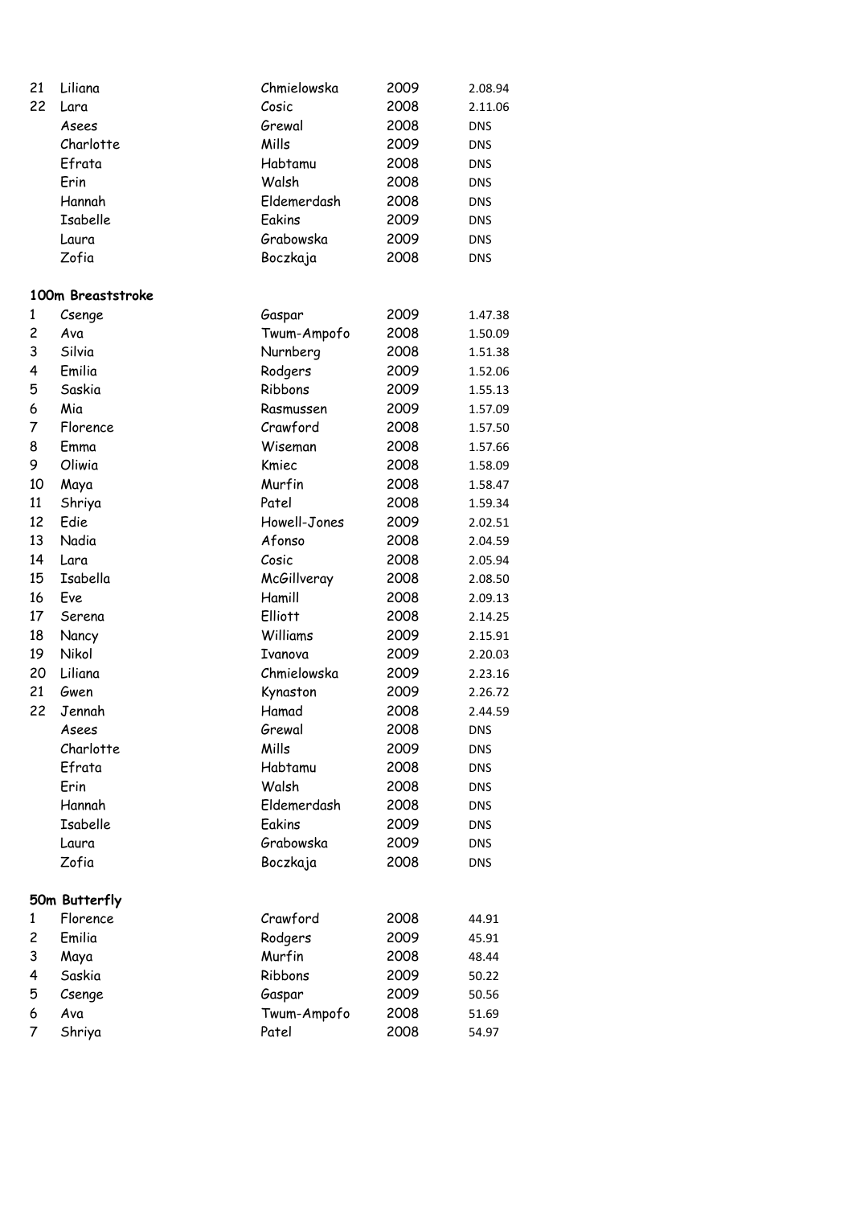| | | | | |
|---|---|---|---|---|
| 21 | Liliana | Chmielowska | 2009 | 2.08.94 |
| 22 | Lara | Cosic | 2008 | 2.11.06 |
| | Asees | Grewal | 2008 | DNS |
| | Charlotte | Mills | 2009 | DNS |
| | Efrata | Habtamu | 2008 | DNS |
| | Erin | Walsh | 2008 | DNS |
| | Hannah | Eldemerdash | 2008 | DNS |
| | Isabelle | Eakins | 2009 | DNS |
| | Laura | Grabowska | 2009 | DNS |
| | Zofia | Boczkaja | 2008 | DNS |

**100m Breaststroke**

| | | | | |
|---|---|---|---|---|
| 1 | Csenge | Gaspar | 2009 | 1.47.38 |
| 2 | Ava | Twum-Ampofo | 2008 | 1.50.09 |
| 3 | Silvia | Nurnberg | 2008 | 1.51.38 |
| 4 | Emilia | Rodgers | 2009 | 1.52.06 |
| 5 | Saskia | Ribbons | 2009 | 1.55.13 |
| 6 | Mia | Rasmussen | 2009 | 1.57.09 |
| 7 | Florence | Crawford | 2008 | 1.57.50 |
| 8 | Emma | Wiseman | 2008 | 1.57.66 |
| 9 | Oliwia | Kmiec | 2008 | 1.58.09 |
| 10 | Maya | Murfin | 2008 | 1.58.47 |
| 11 | Shriya | Patel | 2008 | 1.59.34 |
| 12 | Edie | Howell-Jones | 2009 | 2.02.51 |
| 13 | Nadia | Afonso | 2008 | 2.04.59 |
| 14 | Lara | Cosic | 2008 | 2.05.94 |
| 15 | Isabella | McGillveray | 2008 | 2.08.50 |
| 16 | Eve | Hamill | 2008 | 2.09.13 |
| 17 | Serena | Elliott | 2008 | 2.14.25 |
| 18 | Nancy | Williams | 2009 | 2.15.91 |
| 19 | Nikol | Ivanova | 2009 | 2.20.03 |
| 20 | Liliana | Chmielowska | 2009 | 2.23.16 |
| 21 | Gwen | Kynaston | 2009 | 2.26.72 |
| 22 | Jennah | Hamad | 2008 | 2.44.59 |
| | Asees | Grewal | 2008 | DNS |
| | Charlotte | Mills | 2009 | DNS |
| | Efrata | Habtamu | 2008 | DNS |
| | Erin | Walsh | 2008 | DNS |
| | Hannah | Eldemerdash | 2008 | DNS |
| | Isabelle | Eakins | 2009 | DNS |
| | Laura | Grabowska | 2009 | DNS |
| | Zofia | Boczkaja | 2008 | DNS |

**50m Butterfly**

| | | | | |
|---|---|---|---|---|
| 1 | Florence | Crawford | 2008 | 44.91 |
| 2 | Emilia | Rodgers | 2009 | 45.91 |
| 3 | Maya | Murfin | 2008 | 48.44 |
| 4 | Saskia | Ribbons | 2009 | 50.22 |
| 5 | Csenge | Gaspar | 2009 | 50.56 |
| 6 | Ava | Twum-Ampofo | 2008 | 51.69 |
| 7 | Shriya | Patel | 2008 | 54.97 |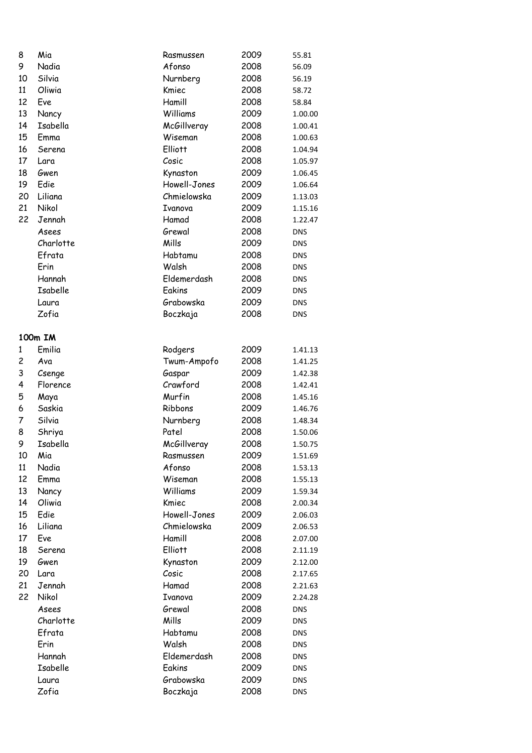| | | | | |
|---|---|---|---|---|
| 8 | Mia | Rasmussen | 2009 | 55.81 |
| 9 | Nadia | Afonso | 2008 | 56.09 |
| 10 | Silvia | Nurnberg | 2008 | 56.19 |
| 11 | Oliwia | Kmiec | 2008 | 58.72 |
| 12 | Eve | Hamill | 2008 | 58.84 |
| 13 | Nancy | Williams | 2009 | 1.00.00 |
| 14 | Isabella | McGillveray | 2008 | 1.00.41 |
| 15 | Emma | Wiseman | 2008 | 1.00.63 |
| 16 | Serena | Elliott | 2008 | 1.04.94 |
| 17 | Lara | Cosic | 2008 | 1.05.97 |
| 18 | Gwen | Kynaston | 2009 | 1.06.45 |
| 19 | Edie | Howell-Jones | 2009 | 1.06.64 |
| 20 | Liliana | Chmielowska | 2009 | 1.13.03 |
| 21 | Nikol | Ivanova | 2009 | 1.15.16 |
| 22 | Jennah | Hamad | 2008 | 1.22.47 |
| | Asees | Grewal | 2008 | DNS |
| | Charlotte | Mills | 2009 | DNS |
| | Efrata | Habtamu | 2008 | DNS |
| | Erin | Walsh | 2008 | DNS |
| | Hannah | Eldemerdash | 2008 | DNS |
| | Isabelle | Eakins | 2009 | DNS |
| | Laura | Grabowska | 2009 | DNS |
| | Zofia | Boczkaja | 2008 | DNS |

**100m IM**

| | | | | |
|---|---|---|---|---|
| 1 | Emilia | Rodgers | 2009 | 1.41.13 |
| 2 | Ava | Twum-Ampofo | 2008 | 1.41.25 |
| 3 | Csenge | Gaspar | 2009 | 1.42.38 |
| 4 | Florence | Crawford | 2008 | 1.42.41 |
| 5 | Maya | Murfin | 2008 | 1.45.16 |
| 6 | Saskia | Ribbons | 2009 | 1.46.76 |
| 7 | Silvia | Nurnberg | 2008 | 1.48.34 |
| 8 | Shriya | Patel | 2008 | 1.50.06 |
| 9 | Isabella | McGillveray | 2008 | 1.50.75 |
| 10 | Mia | Rasmussen | 2009 | 1.51.69 |
| 11 | Nadia | Afonso | 2008 | 1.53.13 |
| 12 | Emma | Wiseman | 2008 | 1.55.13 |
| 13 | Nancy | Williams | 2009 | 1.59.34 |
| 14 | Oliwia | Kmiec | 2008 | 2.00.34 |
| 15 | Edie | Howell-Jones | 2009 | 2.06.03 |
| 16 | Liliana | Chmielowska | 2009 | 2.06.53 |
| 17 | Eve | Hamill | 2008 | 2.07.00 |
| 18 | Serena | Elliott | 2008 | 2.11.19 |
| 19 | Gwen | Kynaston | 2009 | 2.12.00 |
| 20 | Lara | Cosic | 2008 | 2.17.65 |
| 21 | Jennah | Hamad | 2008 | 2.21.63 |
| 22 | Nikol | Ivanova | 2009 | 2.24.28 |
| | Asees | Grewal | 2008 | DNS |
| | Charlotte | Mills | 2009 | DNS |
| | Efrata | Habtamu | 2008 | DNS |
| | Erin | Walsh | 2008 | DNS |
| | Hannah | Eldemerdash | 2008 | DNS |
| | Isabelle | Eakins | 2009 | DNS |
| | Laura | Grabowska | 2009 | DNS |
| | Zofia | Boczkaja | 2008 | DNS |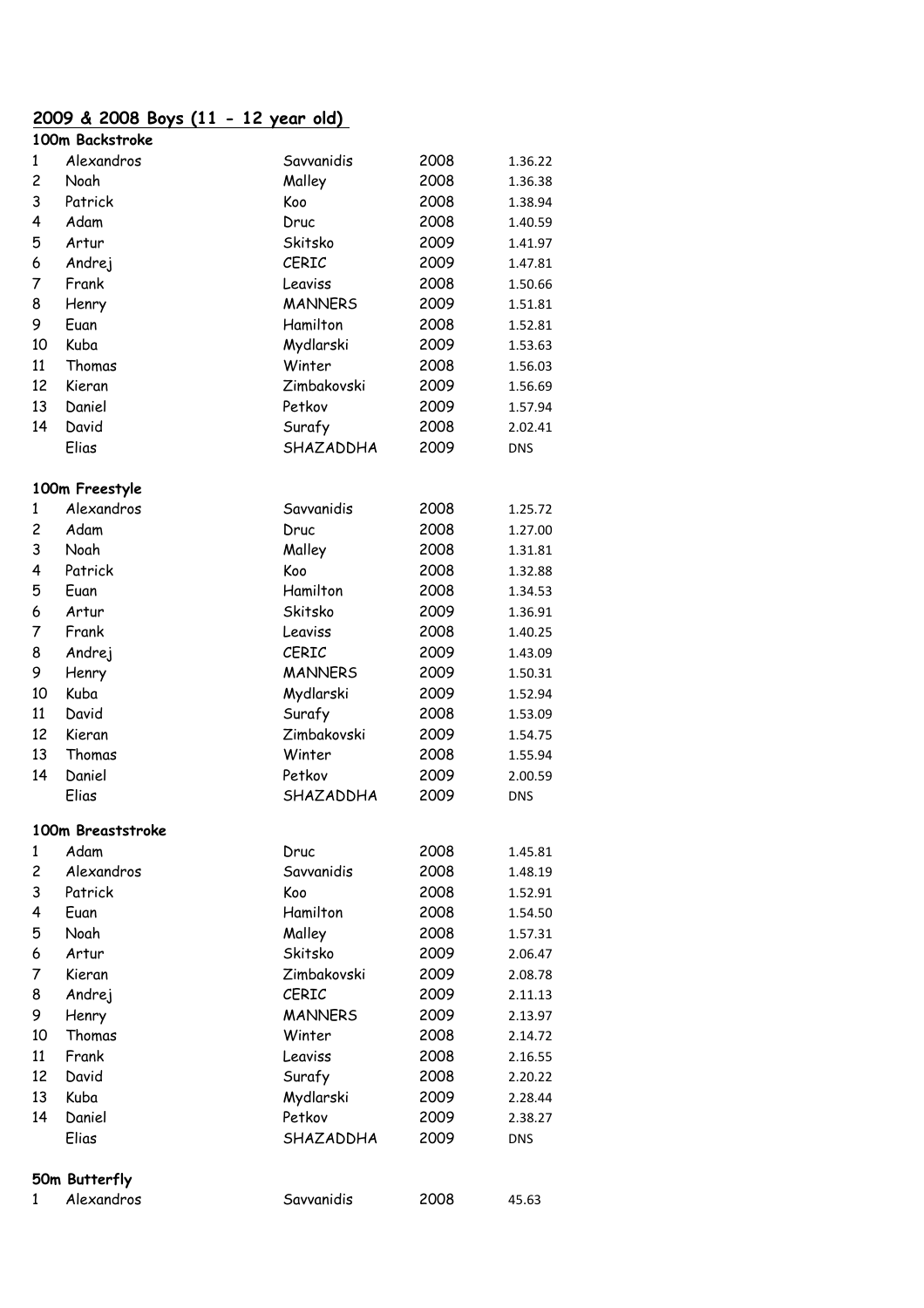## 2009 & 2008 Boys (11 - 12 year old)

### 100m Backstroke

| | | | | |
|---|---|---|---|---|
| 1 | Alexandros | Savvanidis | 2008 | 1.36.22 |
| 2 | Noah | Malley | 2008 | 1.36.38 |
| 3 | Patrick | Koo | 2008 | 1.38.94 |
| 4 | Adam | Druc | 2008 | 1.40.59 |
| 5 | Artur | Skitsko | 2009 | 1.41.97 |
| 6 | Andrej | CERIC | 2009 | 1.47.81 |
| 7 | Frank | Leaviss | 2008 | 1.50.66 |
| 8 | Henry | MANNERS | 2009 | 1.51.81 |
| 9 | Euan | Hamilton | 2008 | 1.52.81 |
| 10 | Kuba | Mydlarski | 2009 | 1.53.63 |
| 11 | Thomas | Winter | 2008 | 1.56.03 |
| 12 | Kieran | Zimbakovski | 2009 | 1.56.69 |
| 13 | Daniel | Petkov | 2009 | 1.57.94 |
| 14 | David | Surafy | 2008 | 2.02.41 |
| | Elias | SHAZADDHA | 2009 | DNS |

### 100m Freestyle

| | | | | |
|---|---|---|---|---|
| 1 | Alexandros | Savvanidis | 2008 | 1.25.72 |
| 2 | Adam | Druc | 2008 | 1.27.00 |
| 3 | Noah | Malley | 2008 | 1.31.81 |
| 4 | Patrick | Koo | 2008 | 1.32.88 |
| 5 | Euan | Hamilton | 2008 | 1.34.53 |
| 6 | Artur | Skitsko | 2009 | 1.36.91 |
| 7 | Frank | Leaviss | 2008 | 1.40.25 |
| 8 | Andrej | CERIC | 2009 | 1.43.09 |
| 9 | Henry | MANNERS | 2009 | 1.50.31 |
| 10 | Kuba | Mydlarski | 2009 | 1.52.94 |
| 11 | David | Surafy | 2008 | 1.53.09 |
| 12 | Kieran | Zimbakovski | 2009 | 1.54.75 |
| 13 | Thomas | Winter | 2008 | 1.55.94 |
| 14 | Daniel | Petkov | 2009 | 2.00.59 |
| | Elias | SHAZADDHA | 2009 | DNS |

### 100m Breaststroke

| | | | | |
|---|---|---|---|---|
| 1 | Adam | Druc | 2008 | 1.45.81 |
| 2 | Alexandros | Savvanidis | 2008 | 1.48.19 |
| 3 | Patrick | Koo | 2008 | 1.52.91 |
| 4 | Euan | Hamilton | 2008 | 1.54.50 |
| 5 | Noah | Malley | 2008 | 1.57.31 |
| 6 | Artur | Skitsko | 2009 | 2.06.47 |
| 7 | Kieran | Zimbakovski | 2009 | 2.08.78 |
| 8 | Andrej | CERIC | 2009 | 2.11.13 |
| 9 | Henry | MANNERS | 2009 | 2.13.97 |
| 10 | Thomas | Winter | 2008 | 2.14.72 |
| 11 | Frank | Leaviss | 2008 | 2.16.55 |
| 12 | David | Surafy | 2008 | 2.20.22 |
| 13 | Kuba | Mydlarski | 2009 | 2.28.44 |
| 14 | Daniel | Petkov | 2009 | 2.38.27 |
| | Elias | SHAZADDHA | 2009 | DNS |

### 50m Butterfly

| | | | | |
|---|---|---|---|---|
| 1 | Alexandros | Savvanidis | 2008 | 45.63 |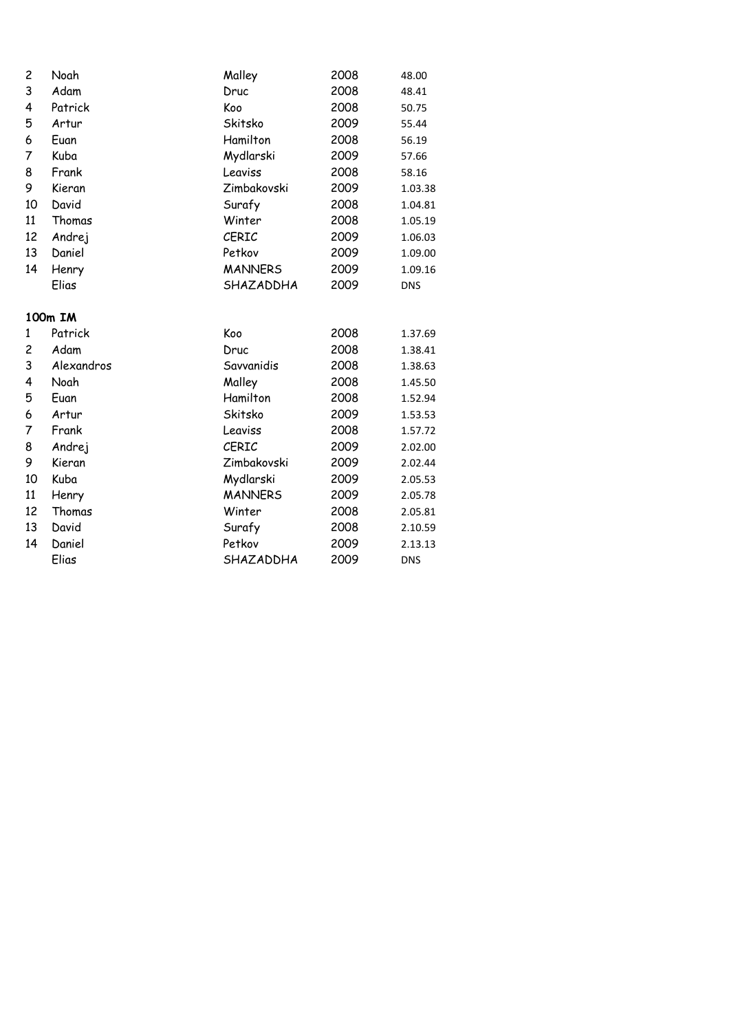| | | | | |
|---|---|---|---|---|
| 2 | Noah | Malley | 2008 | 48.00 |
| 3 | Adam | Druc | 2008 | 48.41 |
| 4 | Patrick | Koo | 2008 | 50.75 |
| 5 | Artur | Skitsko | 2009 | 55.44 |
| 6 | Euan | Hamilton | 2008 | 56.19 |
| 7 | Kuba | Mydlarski | 2009 | 57.66 |
| 8 | Frank | Leaviss | 2008 | 58.16 |
| 9 | Kieran | Zimbakovski | 2009 | 1.03.38 |
| 10 | David | Surafy | 2008 | 1.04.81 |
| 11 | Thomas | Winter | 2008 | 1.05.19 |
| 12 | Andrej | CERIC | 2009 | 1.06.03 |
| 13 | Daniel | Petkov | 2009 | 1.09.00 |
| 14 | Henry | MANNERS | 2009 | 1.09.16 |
| | Elias | SHAZADDHA | 2009 | DNS |

**100m IM**

| | | | | |
|---|---|---|---|---|
| 1 | Patrick | Koo | 2008 | 1.37.69 |
| 2 | Adam | Druc | 2008 | 1.38.41 |
| 3 | Alexandros | Savvanidis | 2008 | 1.38.63 |
| 4 | Noah | Malley | 2008 | 1.45.50 |
| 5 | Euan | Hamilton | 2008 | 1.52.94 |
| 6 | Artur | Skitsko | 2009 | 1.53.53 |
| 7 | Frank | Leaviss | 2008 | 1.57.72 |
| 8 | Andrej | CERIC | 2009 | 2.02.00 |
| 9 | Kieran | Zimbakovski | 2009 | 2.02.44 |
| 10 | Kuba | Mydlarski | 2009 | 2.05.53 |
| 11 | Henry | MANNERS | 2009 | 2.05.78 |
| 12 | Thomas | Winter | 2008 | 2.05.81 |
| 13 | David | Surafy | 2008 | 2.10.59 |
| 14 | Daniel | Petkov | 2009 | 2.13.13 |
| | Elias | SHAZADDHA | 2009 | DNS |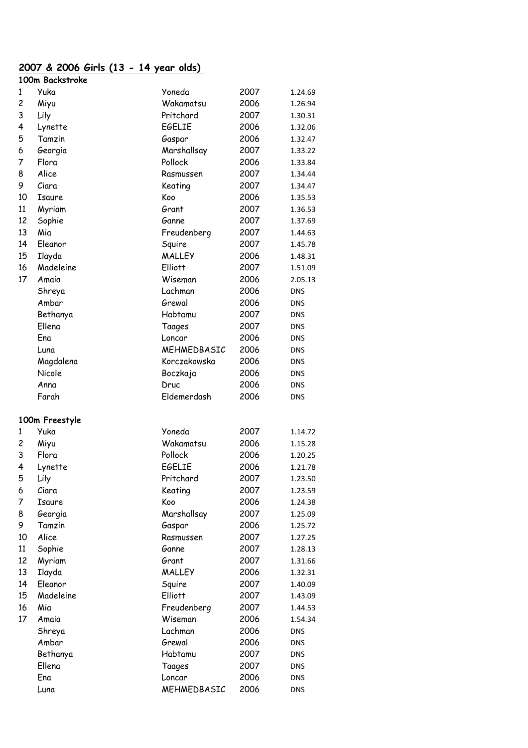## 2007 & 2006 Girls (13 - 14 year olds)

### 100m Backstroke

| | | | | |
|---|---|---|---|---|
| 1 | Yuka | Yoneda | 2007 | 1.24.69 |
| 2 | Miyu | Wakamatsu | 2006 | 1.26.94 |
| 3 | Lily | Pritchard | 2007 | 1.30.31 |
| 4 | Lynette | EGELIE | 2006 | 1.32.06 |
| 5 | Tamzin | Gaspar | 2006 | 1.32.47 |
| 6 | Georgia | Marshallsay | 2007 | 1.33.22 |
| 7 | Flora | Pollock | 2006 | 1.33.84 |
| 8 | Alice | Rasmussen | 2007 | 1.34.44 |
| 9 | Ciara | Keating | 2007 | 1.34.47 |
| 10 | Isaure | Koo | 2006 | 1.35.53 |
| 11 | Myriam | Grant | 2007 | 1.36.53 |
| 12 | Sophie | Ganne | 2007 | 1.37.69 |
| 13 | Mia | Freudenberg | 2007 | 1.44.63 |
| 14 | Eleanor | Squire | 2007 | 1.45.78 |
| 15 | Ilayda | MALLEY | 2006 | 1.48.31 |
| 16 | Madeleine | Elliott | 2007 | 1.51.09 |
| 17 | Amaia | Wiseman | 2006 | 2.05.13 |
| | Shreya | Lachman | 2006 | DNS |
| | Ambar | Grewal | 2006 | DNS |
| | Bethanya | Habtamu | 2007 | DNS |
| | Ellena | Taages | 2007 | DNS |
| | Ena | Loncar | 2006 | DNS |
| | Luna | MEHMEDBASIC | 2006 | DNS |
| | Magdalena | Korczakowska | 2006 | DNS |
| | Nicole | Boczkaja | 2006 | DNS |
| | Anna | Druc | 2006 | DNS |
| | Farah | Eldemerdash | 2006 | DNS |

### 100m Freestyle

| | | | | |
|---|---|---|---|---|
| 1 | Yuka | Yoneda | 2007 | 1.14.72 |
| 2 | Miyu | Wakamatsu | 2006 | 1.15.28 |
| 3 | Flora | Pollock | 2006 | 1.20.25 |
| 4 | Lynette | EGELIE | 2006 | 1.21.78 |
| 5 | Lily | Pritchard | 2007 | 1.23.50 |
| 6 | Ciara | Keating | 2007 | 1.23.59 |
| 7 | Isaure | Koo | 2006 | 1.24.38 |
| 8 | Georgia | Marshallsay | 2007 | 1.25.09 |
| 9 | Tamzin | Gaspar | 2006 | 1.25.72 |
| 10 | Alice | Rasmussen | 2007 | 1.27.25 |
| 11 | Sophie | Ganne | 2007 | 1.28.13 |
| 12 | Myriam | Grant | 2007 | 1.31.66 |
| 13 | Ilayda | MALLEY | 2006 | 1.32.31 |
| 14 | Eleanor | Squire | 2007 | 1.40.09 |
| 15 | Madeleine | Elliott | 2007 | 1.43.09 |
| 16 | Mia | Freudenberg | 2007 | 1.44.53 |
| 17 | Amaia | Wiseman | 2006 | 1.54.34 |
| | Shreya | Lachman | 2006 | DNS |
| | Ambar | Grewal | 2006 | DNS |
| | Bethanya | Habtamu | 2007 | DNS |
| | Ellena | Taages | 2007 | DNS |
| | Ena | Loncar | 2006 | DNS |
| | Luna | MEHMEDBASIC | 2006 | DNS |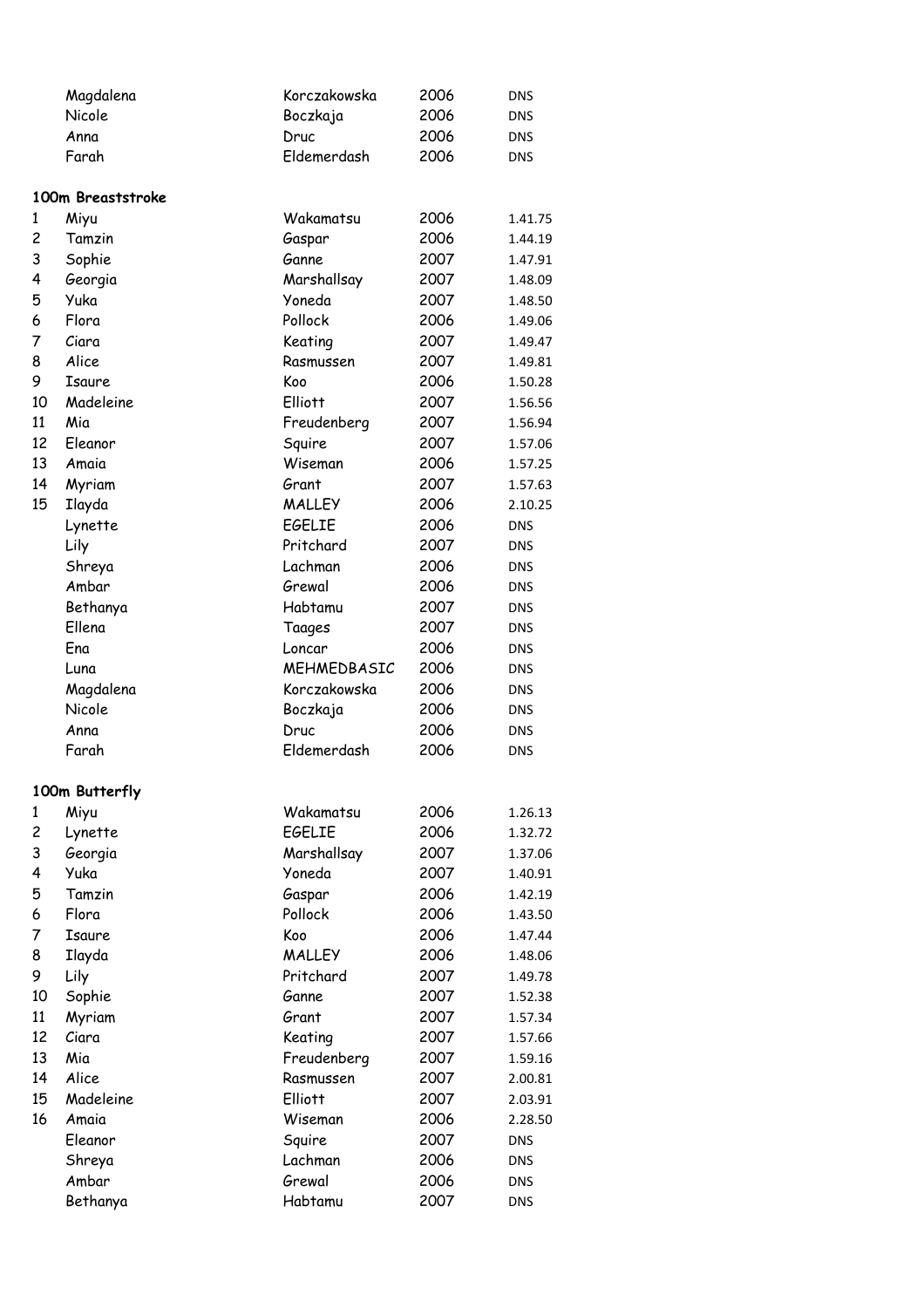| | | | | |
|---|---|---|---|---|
| | Magdalena | Korczakowska | 2006 | DNS |
| | Nicole | Boczkaja | 2006 | DNS |
| | Anna | Druc | 2006 | DNS |
| | Farah | Eldemerdash | 2006 | DNS |

**100m Breaststroke**

| | | | | |
|---|---|---|---|---|
| 1 | Miyu | Wakamatsu | 2006 | 1.41.75 |
| 2 | Tamzin | Gaspar | 2006 | 1.44.19 |
| 3 | Sophie | Ganne | 2007 | 1.47.91 |
| 4 | Georgia | Marshallsay | 2007 | 1.48.09 |
| 5 | Yuka | Yoneda | 2007 | 1.48.50 |
| 6 | Flora | Pollock | 2006 | 1.49.06 |
| 7 | Ciara | Keating | 2007 | 1.49.47 |
| 8 | Alice | Rasmussen | 2007 | 1.49.81 |
| 9 | Isaure | Koo | 2006 | 1.50.28 |
| 10 | Madeleine | Elliott | 2007 | 1.56.56 |
| 11 | Mia | Freudenberg | 2007 | 1.56.94 |
| 12 | Eleanor | Squire | 2007 | 1.57.06 |
| 13 | Amaia | Wiseman | 2006 | 1.57.25 |
| 14 | Myriam | Grant | 2007 | 1.57.63 |
| 15 | Ilayda | MALLEY | 2006 | 2.10.25 |
| | Lynette | EGELIE | 2006 | DNS |
| | Lily | Pritchard | 2007 | DNS |
| | Shreya | Lachman | 2006 | DNS |
| | Ambar | Grewal | 2006 | DNS |
| | Bethanya | Habtamu | 2007 | DNS |
| | Ellena | Taages | 2007 | DNS |
| | Ena | Loncar | 2006 | DNS |
| | Luna | MEHMEDBASIC | 2006 | DNS |
| | Magdalena | Korczakowska | 2006 | DNS |
| | Nicole | Boczkaja | 2006 | DNS |
| | Anna | Druc | 2006 | DNS |
| | Farah | Eldemerdash | 2006 | DNS |

**100m Butterfly**

| | | | | |
|---|---|---|---|---|
| 1 | Miyu | Wakamatsu | 2006 | 1.26.13 |
| 2 | Lynette | EGELIE | 2006 | 1.32.72 |
| 3 | Georgia | Marshallsay | 2007 | 1.37.06 |
| 4 | Yuka | Yoneda | 2007 | 1.40.91 |
| 5 | Tamzin | Gaspar | 2006 | 1.42.19 |
| 6 | Flora | Pollock | 2006 | 1.43.50 |
| 7 | Isaure | Koo | 2006 | 1.47.44 |
| 8 | Ilayda | MALLEY | 2006 | 1.48.06 |
| 9 | Lily | Pritchard | 2007 | 1.49.78 |
| 10 | Sophie | Ganne | 2007 | 1.52.38 |
| 11 | Myriam | Grant | 2007 | 1.57.34 |
| 12 | Ciara | Keating | 2007 | 1.57.66 |
| 13 | Mia | Freudenberg | 2007 | 1.59.16 |
| 14 | Alice | Rasmussen | 2007 | 2.00.81 |
| 15 | Madeleine | Elliott | 2007 | 2.03.91 |
| 16 | Amaia | Wiseman | 2006 | 2.28.50 |
| | Eleanor | Squire | 2007 | DNS |
| | Shreya | Lachman | 2006 | DNS |
| | Ambar | Grewal | 2006 | DNS |
| | Bethanya | Habtamu | 2007 | DNS |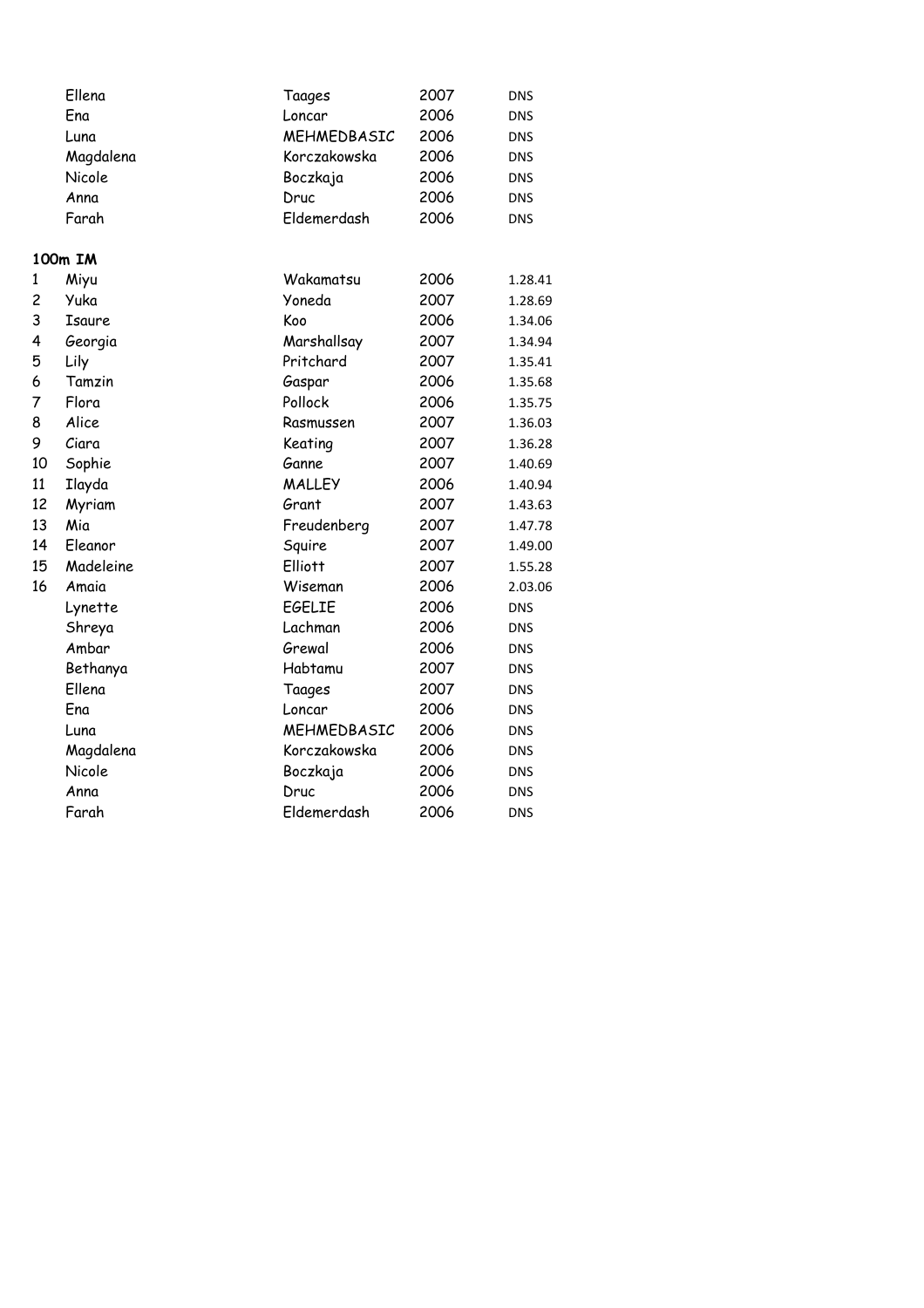| | | | | |
|---|---|---|---|---|
| | Ellena | Taages | 2007 | DNS |
| | Ena | Loncar | 2006 | DNS |
| | Luna | MEHMEDBASIC | 2006 | DNS |
| | Magdalena | Korczakowska | 2006 | DNS |
| | Nicole | Boczkaja | 2006 | DNS |
| | Anna | Druc | 2006 | DNS |
| | Farah | Eldemerdash | 2006 | DNS |

**100m IM**

| | | | | |
|---|---|---|---|---|
| 1 | Miyu | Wakamatsu | 2006 | 1.28.41 |
| 2 | Yuka | Yoneda | 2007 | 1.28.69 |
| 3 | Isaure | Koo | 2006 | 1.34.06 |
| 4 | Georgia | Marshallsay | 2007 | 1.34.94 |
| 5 | Lily | Pritchard | 2007 | 1.35.41 |
| 6 | Tamzin | Gaspar | 2006 | 1.35.68 |
| 7 | Flora | Pollock | 2006 | 1.35.75 |
| 8 | Alice | Rasmussen | 2007 | 1.36.03 |
| 9 | Ciara | Keating | 2007 | 1.36.28 |
| 10 | Sophie | Ganne | 2007 | 1.40.69 |
| 11 | Ilayda | MALLEY | 2006 | 1.40.94 |
| 12 | Myriam | Grant | 2007 | 1.43.63 |
| 13 | Mia | Freudenberg | 2007 | 1.47.78 |
| 14 | Eleanor | Squire | 2007 | 1.49.00 |
| 15 | Madeleine | Elliott | 2007 | 1.55.28 |
| 16 | Amaia | Wiseman | 2006 | 2.03.06 |
| | Lynette | EGELIE | 2006 | DNS |
| | Shreya | Lachman | 2006 | DNS |
| | Ambar | Grewal | 2006 | DNS |
| | Bethanya | Habtamu | 2007 | DNS |
| | Ellena | Taages | 2007 | DNS |
| | Ena | Loncar | 2006 | DNS |
| | Luna | MEHMEDBASIC | 2006 | DNS |
| | Magdalena | Korczakowska | 2006 | DNS |
| | Nicole | Boczkaja | 2006 | DNS |
| | Anna | Druc | 2006 | DNS |
| | Farah | Eldemerdash | 2006 | DNS |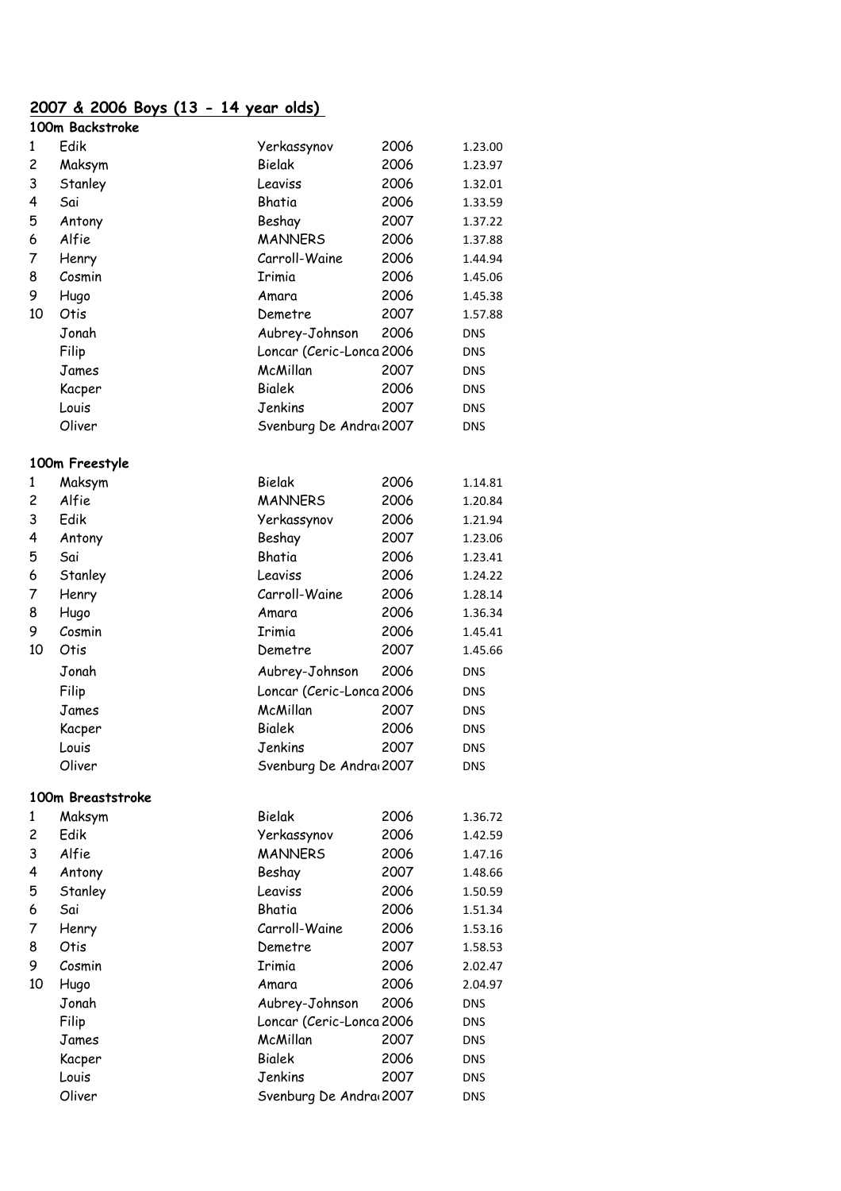## 2007 & 2006 Boys (13 - 14 year olds)

### 100m Backstroke

| | | | | |
|---|---|---|---|---|
| 1 | Edik | Yerkassynov | 2006 | 1.23.00 |
| 2 | Maksym | Bielak | 2006 | 1.23.97 |
| 3 | Stanley | Leaviss | 2006 | 1.32.01 |
| 4 | Sai | Bhatia | 2006 | 1.33.59 |
| 5 | Antony | Beshay | 2007 | 1.37.22 |
| 6 | Alfie | MANNERS | 2006 | 1.37.88 |
| 7 | Henry | Carroll-Waine | 2006 | 1.44.94 |
| 8 | Cosmin | Irimia | 2006 | 1.45.06 |
| 9 | Hugo | Amara | 2006 | 1.45.38 |
| 10 | Otis | Demetre | 2007 | 1.57.88 |
| | Jonah | Aubrey-Johnson | 2006 | DNS |
| | Filip | Loncar (Ceric-Lonca | 2006 | DNS |
| | James | McMillan | 2007 | DNS |
| | Kacper | Bialek | 2006 | DNS |
| | Louis | Jenkins | 2007 | DNS |
| | Oliver | Svenburg De Andra | 2007 | DNS |

### 100m Freestyle

| | | | | |
|---|---|---|---|---|
| 1 | Maksym | Bielak | 2006 | 1.14.81 |
| 2 | Alfie | MANNERS | 2006 | 1.20.84 |
| 3 | Edik | Yerkassynov | 2006 | 1.21.94 |
| 4 | Antony | Beshay | 2007 | 1.23.06 |
| 5 | Sai | Bhatia | 2006 | 1.23.41 |
| 6 | Stanley | Leaviss | 2006 | 1.24.22 |
| 7 | Henry | Carroll-Waine | 2006 | 1.28.14 |
| 8 | Hugo | Amara | 2006 | 1.36.34 |
| 9 | Cosmin | Irimia | 2006 | 1.45.41 |
| 10 | Otis | Demetre | 2007 | 1.45.66 |
| | Jonah | Aubrey-Johnson | 2006 | DNS |
| | Filip | Loncar (Ceric-Lonca | 2006 | DNS |
| | James | McMillan | 2007 | DNS |
| | Kacper | Bialek | 2006 | DNS |
| | Louis | Jenkins | 2007 | DNS |
| | Oliver | Svenburg De Andra | 2007 | DNS |

### 100m Breaststroke

| | | | | |
|---|---|---|---|---|
| 1 | Maksym | Bielak | 2006 | 1.36.72 |
| 2 | Edik | Yerkassynov | 2006 | 1.42.59 |
| 3 | Alfie | MANNERS | 2006 | 1.47.16 |
| 4 | Antony | Beshay | 2007 | 1.48.66 |
| 5 | Stanley | Leaviss | 2006 | 1.50.59 |
| 6 | Sai | Bhatia | 2006 | 1.51.34 |
| 7 | Henry | Carroll-Waine | 2006 | 1.53.16 |
| 8 | Otis | Demetre | 2007 | 1.58.53 |
| 9 | Cosmin | Irimia | 2006 | 2.02.47 |
| 10 | Hugo | Amara | 2006 | 2.04.97 |
| | Jonah | Aubrey-Johnson | 2006 | DNS |
| | Filip | Loncar (Ceric-Lonca | 2006 | DNS |
| | James | McMillan | 2007 | DNS |
| | Kacper | Bialek | 2006 | DNS |
| | Louis | Jenkins | 2007 | DNS |
| | Oliver | Svenburg De Andra | 2007 | DNS |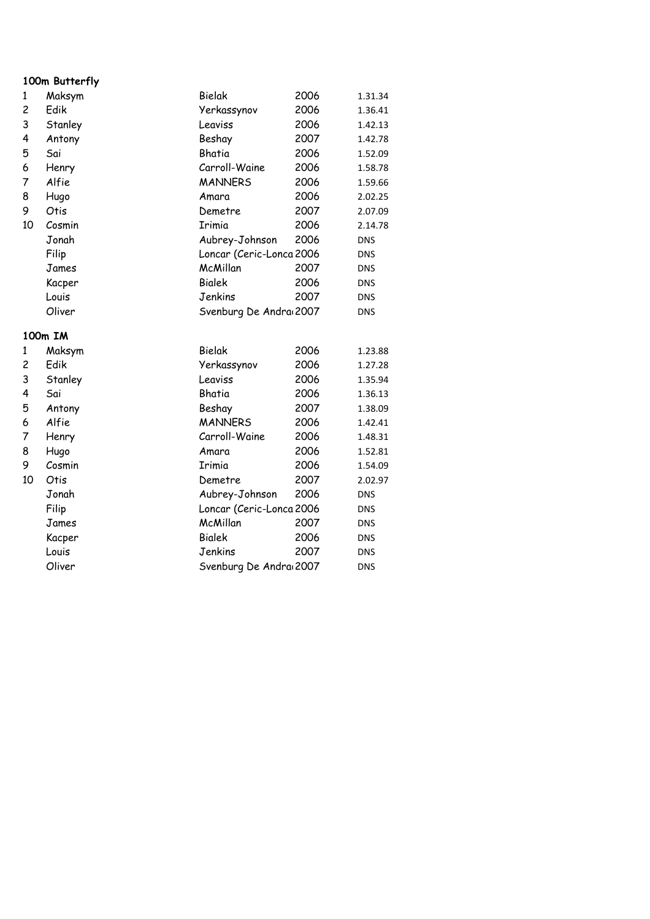**100m Butterfly**

| | | | | |
|---|---|---|---|---|
| 1 | Maksym | Bielak | 2006 | 1.31.34 |
| 2 | Edik | Yerkassynov | 2006 | 1.36.41 |
| 3 | Stanley | Leaviss | 2006 | 1.42.13 |
| 4 | Antony | Beshay | 2007 | 1.42.78 |
| 5 | Sai | Bhatia | 2006 | 1.52.09 |
| 6 | Henry | Carroll-Waine | 2006 | 1.58.78 |
| 7 | Alfie | MANNERS | 2006 | 1.59.66 |
| 8 | Hugo | Amara | 2006 | 2.02.25 |
| 9 | Otis | Demetre | 2007 | 2.07.09 |
| 10 | Cosmin | Irimia | 2006 | 2.14.78 |
| | Jonah | Aubrey-Johnson | 2006 | DNS |
| | Filip | Loncar (Ceric-Lonca | 2006 | DNS |
| | James | McMillan | 2007 | DNS |
| | Kacper | Bialek | 2006 | DNS |
| | Louis | Jenkins | 2007 | DNS |
| | Oliver | Svenburg De Andra | 2007 | DNS |

**100m IM**

| | | | | |
|---|---|---|---|---|
| 1 | Maksym | Bielak | 2006 | 1.23.88 |
| 2 | Edik | Yerkassynov | 2006 | 1.27.28 |
| 3 | Stanley | Leaviss | 2006 | 1.35.94 |
| 4 | Sai | Bhatia | 2006 | 1.36.13 |
| 5 | Antony | Beshay | 2007 | 1.38.09 |
| 6 | Alfie | MANNERS | 2006 | 1.42.41 |
| 7 | Henry | Carroll-Waine | 2006 | 1.48.31 |
| 8 | Hugo | Amara | 2006 | 1.52.81 |
| 9 | Cosmin | Irimia | 2006 | 1.54.09 |
| 10 | Otis | Demetre | 2007 | 2.02.97 |
| | Jonah | Aubrey-Johnson | 2006 | DNS |
| | Filip | Loncar (Ceric-Lonca | 2006 | DNS |
| | James | McMillan | 2007 | DNS |
| | Kacper | Bialek | 2006 | DNS |
| | Louis | Jenkins | 2007 | DNS |
| | Oliver | Svenburg De Andra | 2007 | DNS |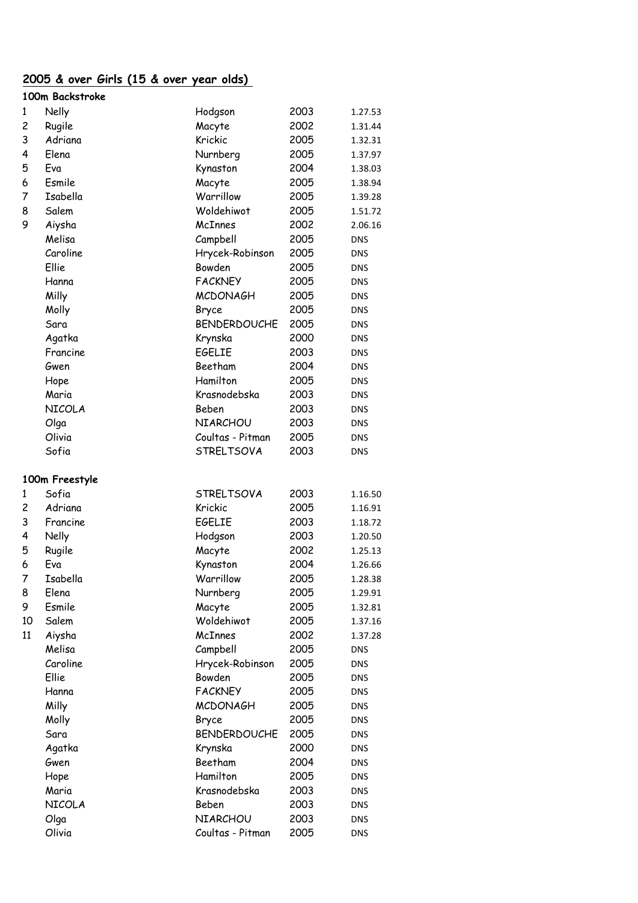## 2005 & over Girls (15 & over year olds)

### 100m Backstroke

| | | | | |
|---|---|---|---|---|
| 1 | Nelly | Hodgson | 2003 | 1.27.53 |
| 2 | Rugile | Macyte | 2002 | 1.31.44 |
| 3 | Adriana | Krickic | 2005 | 1.32.31 |
| 4 | Elena | Nurnberg | 2005 | 1.37.97 |
| 5 | Eva | Kynaston | 2004 | 1.38.03 |
| 6 | Esmile | Macyte | 2005 | 1.38.94 |
| 7 | Isabella | Warrillow | 2005 | 1.39.28 |
| 8 | Salem | Woldehiwot | 2005 | 1.51.72 |
| 9 | Aiysha | McInnes | 2002 | 2.06.16 |
| | Melisa | Campbell | 2005 | DNS |
| | Caroline | Hrycek-Robinson | 2005 | DNS |
| | Ellie | Bowden | 2005 | DNS |
| | Hanna | FACKNEY | 2005 | DNS |
| | Milly | MCDONAGH | 2005 | DNS |
| | Molly | Bryce | 2005 | DNS |
| | Sara | BENDERDOUCHE | 2005 | DNS |
| | Agatka | Krynska | 2000 | DNS |
| | Francine | EGELIE | 2003 | DNS |
| | Gwen | Beetham | 2004 | DNS |
| | Hope | Hamilton | 2005 | DNS |
| | Maria | Krasnodebska | 2003 | DNS |
| | NICOLA | Beben | 2003 | DNS |
| | Olga | NIARCHOU | 2003 | DNS |
| | Olivia | Coultas - Pitman | 2005 | DNS |
| | Sofia | STRELTSOVA | 2003 | DNS |

### 100m Freestyle

| | | | | |
|---|---|---|---|---|
| 1 | Sofia | STRELTSOVA | 2003 | 1.16.50 |
| 2 | Adriana | Krickic | 2005 | 1.16.91 |
| 3 | Francine | EGELIE | 2003 | 1.18.72 |
| 4 | Nelly | Hodgson | 2003 | 1.20.50 |
| 5 | Rugile | Macyte | 2002 | 1.25.13 |
| 6 | Eva | Kynaston | 2004 | 1.26.66 |
| 7 | Isabella | Warrillow | 2005 | 1.28.38 |
| 8 | Elena | Nurnberg | 2005 | 1.29.91 |
| 9 | Esmile | Macyte | 2005 | 1.32.81 |
| 10 | Salem | Woldehiwot | 2005 | 1.37.16 |
| 11 | Aiysha | McInnes | 2002 | 1.37.28 |
| | Melisa | Campbell | 2005 | DNS |
| | Caroline | Hrycek-Robinson | 2005 | DNS |
| | Ellie | Bowden | 2005 | DNS |
| | Hanna | FACKNEY | 2005 | DNS |
| | Milly | MCDONAGH | 2005 | DNS |
| | Molly | Bryce | 2005 | DNS |
| | Sara | BENDERDOUCHE | 2005 | DNS |
| | Agatka | Krynska | 2000 | DNS |
| | Gwen | Beetham | 2004 | DNS |
| | Hope | Hamilton | 2005 | DNS |
| | Maria | Krasnodebska | 2003 | DNS |
| | NICOLA | Beben | 2003 | DNS |
| | Olga | NIARCHOU | 2003 | DNS |
| | Olivia | Coultas - Pitman | 2005 | DNS |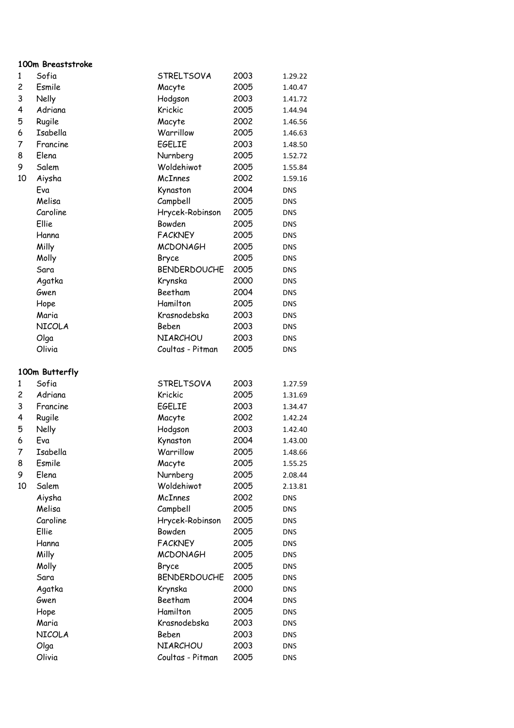### 100m Breaststroke

| | | | | |
|---|---|---|---|---|
| 1 | Sofia | STRELTSOVA | 2003 | 1.29.22 |
| 2 | Esmile | Macyte | 2005 | 1.40.47 |
| 3 | Nelly | Hodgson | 2003 | 1.41.72 |
| 4 | Adriana | Krickic | 2005 | 1.44.94 |
| 5 | Rugile | Macyte | 2002 | 1.46.56 |
| 6 | Isabella | Warrillow | 2005 | 1.46.63 |
| 7 | Francine | EGELIE | 2003 | 1.48.50 |
| 8 | Elena | Nurnberg | 2005 | 1.52.72 |
| 9 | Salem | Woldehiwot | 2005 | 1.55.84 |
| 10 | Aiysha | McInnes | 2002 | 1.59.16 |
| | Eva | Kynaston | 2004 | DNS |
| | Melisa | Campbell | 2005 | DNS |
| | Caroline | Hrycek-Robinson | 2005 | DNS |
| | Ellie | Bowden | 2005 | DNS |
| | Hanna | FACKNEY | 2005 | DNS |
| | Milly | MCDONAGH | 2005 | DNS |
| | Molly | Bryce | 2005 | DNS |
| | Sara | BENDERDOUCHE | 2005 | DNS |
| | Agatka | Krynska | 2000 | DNS |
| | Gwen | Beetham | 2004 | DNS |
| | Hope | Hamilton | 2005 | DNS |
| | Maria | Krasnodebska | 2003 | DNS |
| | NICOLA | Beben | 2003 | DNS |
| | Olga | NIARCHOU | 2003 | DNS |
| | Olivia | Coultas - Pitman | 2005 | DNS |

### 100m Butterfly

| | | | | |
|---|---|---|---|---|
| 1 | Sofia | STRELTSOVA | 2003 | 1.27.59 |
| 2 | Adriana | Krickic | 2005 | 1.31.69 |
| 3 | Francine | EGELIE | 2003 | 1.34.47 |
| 4 | Rugile | Macyte | 2002 | 1.42.24 |
| 5 | Nelly | Hodgson | 2003 | 1.42.40 |
| 6 | Eva | Kynaston | 2004 | 1.43.00 |
| 7 | Isabella | Warrillow | 2005 | 1.48.66 |
| 8 | Esmile | Macyte | 2005 | 1.55.25 |
| 9 | Elena | Nurnberg | 2005 | 2.08.44 |
| 10 | Salem | Woldehiwot | 2005 | 2.13.81 |
| | Aiysha | McInnes | 2002 | DNS |
| | Melisa | Campbell | 2005 | DNS |
| | Caroline | Hrycek-Robinson | 2005 | DNS |
| | Ellie | Bowden | 2005 | DNS |
| | Hanna | FACKNEY | 2005 | DNS |
| | Milly | MCDONAGH | 2005 | DNS |
| | Molly | Bryce | 2005 | DNS |
| | Sara | BENDERDOUCHE | 2005 | DNS |
| | Agatka | Krynska | 2000 | DNS |
| | Gwen | Beetham | 2004 | DNS |
| | Hope | Hamilton | 2005 | DNS |
| | Maria | Krasnodebska | 2003 | DNS |
| | NICOLA | Beben | 2003 | DNS |
| | Olga | NIARCHOU | 2003 | DNS |
| | Olivia | Coultas - Pitman | 2005 | DNS |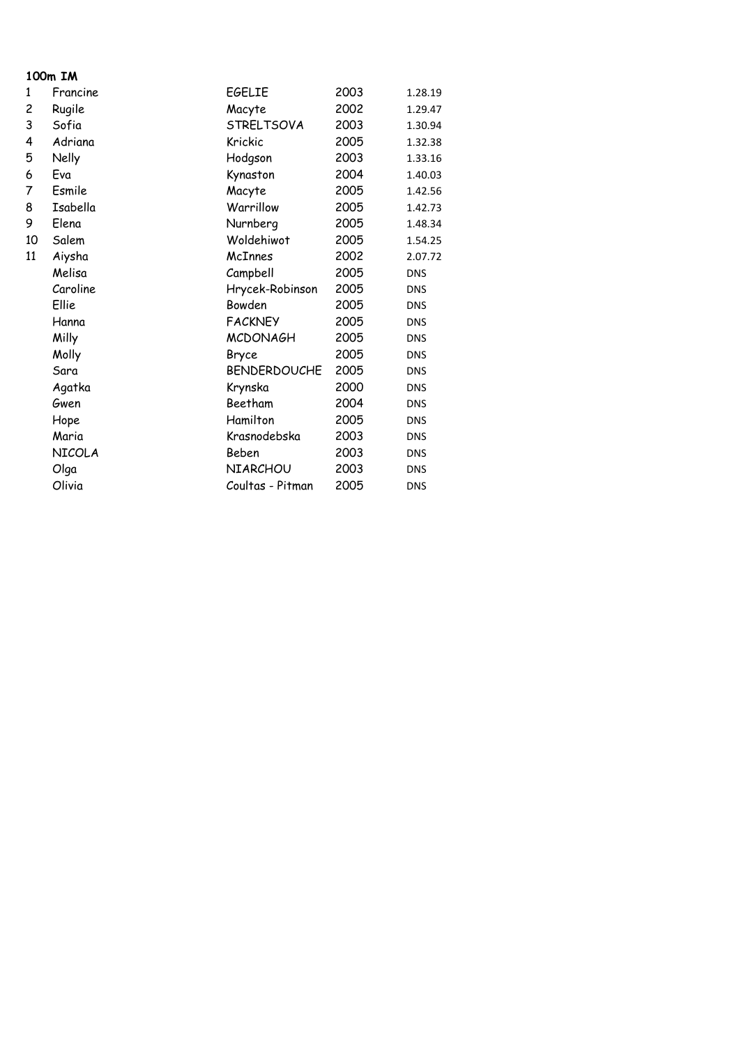**100m IM**

| | | | | |
|---|---|---|---|---|
| 1 | Francine | EGELIE | 2003 | 1.28.19 |
| 2 | Rugile | Macyte | 2002 | 1.29.47 |
| 3 | Sofia | STRELTSOVA | 2003 | 1.30.94 |
| 4 | Adriana | Krickic | 2005 | 1.32.38 |
| 5 | Nelly | Hodgson | 2003 | 1.33.16 |
| 6 | Eva | Kynaston | 2004 | 1.40.03 |
| 7 | Esmile | Macyte | 2005 | 1.42.56 |
| 8 | Isabella | Warrillow | 2005 | 1.42.73 |
| 9 | Elena | Nurnberg | 2005 | 1.48.34 |
| 10 | Salem | Woldehiwot | 2005 | 1.54.25 |
| 11 | Aiysha | McInnes | 2002 | 2.07.72 |
| | Melisa | Campbell | 2005 | DNS |
| | Caroline | Hrycek-Robinson | 2005 | DNS |
| | Ellie | Bowden | 2005 | DNS |
| | Hanna | FACKNEY | 2005 | DNS |
| | Milly | MCDONAGH | 2005 | DNS |
| | Molly | Bryce | 2005 | DNS |
| | Sara | BENDERDOUCHE | 2005 | DNS |
| | Agatka | Krynska | 2000 | DNS |
| | Gwen | Beetham | 2004 | DNS |
| | Hope | Hamilton | 2005 | DNS |
| | Maria | Krasnodebska | 2003 | DNS |
| | NICOLA | Beben | 2003 | DNS |
| | Olga | NIARCHOU | 2003 | DNS |
| | Olivia | Coultas - Pitman | 2005 | DNS |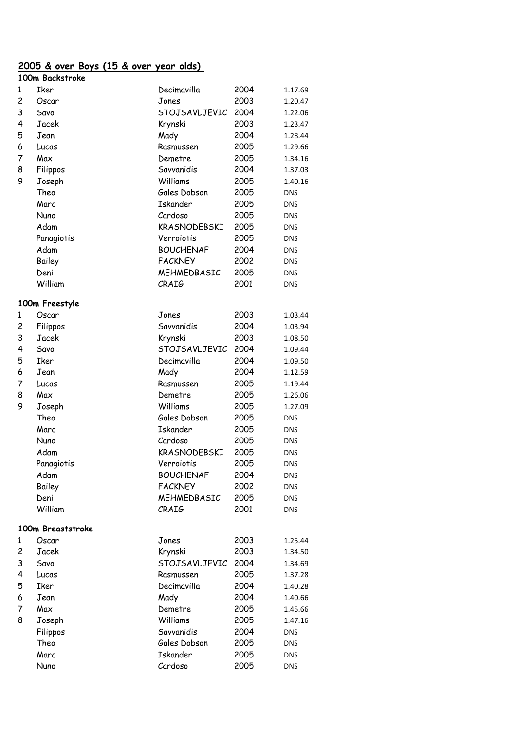## 2005 & over Boys (15 & over year olds)

### 100m Backstroke

| | | | | |
|---|---|---|---|---|
| 1 | Iker | Decimavilla | 2004 | 1.17.69 |
| 2 | Oscar | Jones | 2003 | 1.20.47 |
| 3 | Savo | STOJSAVLJEVIC | 2004 | 1.22.06 |
| 4 | Jacek | Krynski | 2003 | 1.23.47 |
| 5 | Jean | Mady | 2004 | 1.28.44 |
| 6 | Lucas | Rasmussen | 2005 | 1.29.66 |
| 7 | Max | Demetre | 2005 | 1.34.16 |
| 8 | Filippos | Savvanidis | 2004 | 1.37.03 |
| 9 | Joseph | Williams | 2005 | 1.40.16 |
| | Theo | Gales Dobson | 2005 | DNS |
| | Marc | Iskander | 2005 | DNS |
| | Nuno | Cardoso | 2005 | DNS |
| | Adam | KRASNODEBSKI | 2005 | DNS |
| | Panagiotis | Verroiotis | 2005 | DNS |
| | Adam | BOUCHENAF | 2004 | DNS |
| | Bailey | FACKNEY | 2002 | DNS |
| | Deni | MEHMEDBASIC | 2005 | DNS |
| | William | CRAIG | 2001 | DNS |

### 100m Freestyle

| | | | | |
|---|---|---|---|---|
| 1 | Oscar | Jones | 2003 | 1.03.44 |
| 2 | Filippos | Savvanidis | 2004 | 1.03.94 |
| 3 | Jacek | Krynski | 2003 | 1.08.50 |
| 4 | Savo | STOJSAVLJEVIC | 2004 | 1.09.44 |
| 5 | Iker | Decimavilla | 2004 | 1.09.50 |
| 6 | Jean | Mady | 2004 | 1.12.59 |
| 7 | Lucas | Rasmussen | 2005 | 1.19.44 |
| 8 | Max | Demetre | 2005 | 1.26.06 |
| 9 | Joseph | Williams | 2005 | 1.27.09 |
| | Theo | Gales Dobson | 2005 | DNS |
| | Marc | Iskander | 2005 | DNS |
| | Nuno | Cardoso | 2005 | DNS |
| | Adam | KRASNODEBSKI | 2005 | DNS |
| | Panagiotis | Verroiotis | 2005 | DNS |
| | Adam | BOUCHENAF | 2004 | DNS |
| | Bailey | FACKNEY | 2002 | DNS |
| | Deni | MEHMEDBASIC | 2005 | DNS |
| | William | CRAIG | 2001 | DNS |

### 100m Breaststroke

| | | | | |
|---|---|---|---|---|
| 1 | Oscar | Jones | 2003 | 1.25.44 |
| 2 | Jacek | Krynski | 2003 | 1.34.50 |
| 3 | Savo | STOJSAVLJEVIC | 2004 | 1.34.69 |
| 4 | Lucas | Rasmussen | 2005 | 1.37.28 |
| 5 | Iker | Decimavilla | 2004 | 1.40.28 |
| 6 | Jean | Mady | 2004 | 1.40.66 |
| 7 | Max | Demetre | 2005 | 1.45.66 |
| 8 | Joseph | Williams | 2005 | 1.47.16 |
| | Filippos | Savvanidis | 2004 | DNS |
| | Theo | Gales Dobson | 2005 | DNS |
| | Marc | Iskander | 2005 | DNS |
| | Nuno | Cardoso | 2005 | DNS |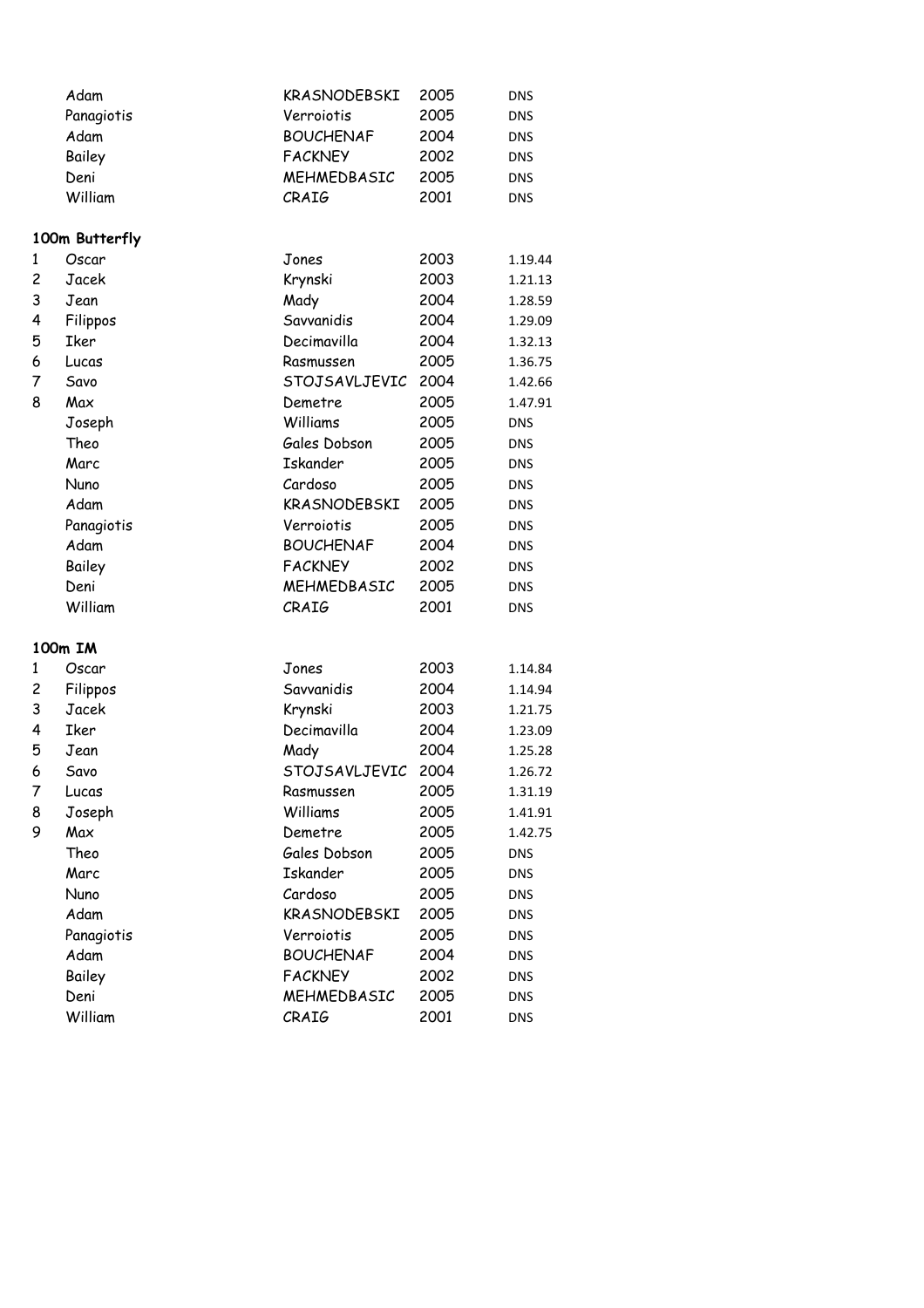| | | | | |
|---|---|---|---|---|
| | Adam | KRASNODEBSKI | 2005 | DNS |
| | Panagiotis | Verroiotis | 2005 | DNS |
| | Adam | BOUCHENAF | 2004 | DNS |
| | Bailey | FACKNEY | 2002 | DNS |
| | Deni | MEHMEDBASIC | 2005 | DNS |
| | William | CRAIG | 2001 | DNS |

### 100m Butterfly

| | | | | |
|---|---|---|---|---|
| 1 | Oscar | Jones | 2003 | 1.19.44 |
| 2 | Jacek | Krynski | 2003 | 1.21.13 |
| 3 | Jean | Mady | 2004 | 1.28.59 |
| 4 | Filippos | Savvanidis | 2004 | 1.29.09 |
| 5 | Iker | Decimavilla | 2004 | 1.32.13 |
| 6 | Lucas | Rasmussen | 2005 | 1.36.75 |
| 7 | Savo | STOJSAVLJEVIC | 2004 | 1.42.66 |
| 8 | Max | Demetre | 2005 | 1.47.91 |
| | Joseph | Williams | 2005 | DNS |
| | Theo | Gales Dobson | 2005 | DNS |
| | Marc | Iskander | 2005 | DNS |
| | Nuno | Cardoso | 2005 | DNS |
| | Adam | KRASNODEBSKI | 2005 | DNS |
| | Panagiotis | Verroiotis | 2005 | DNS |
| | Adam | BOUCHENAF | 2004 | DNS |
| | Bailey | FACKNEY | 2002 | DNS |
| | Deni | MEHMEDBASIC | 2005 | DNS |
| | William | CRAIG | 2001 | DNS |

### 100m IM

| | | | | |
|---|---|---|---|---|
| 1 | Oscar | Jones | 2003 | 1.14.84 |
| 2 | Filippos | Savvanidis | 2004 | 1.14.94 |
| 3 | Jacek | Krynski | 2003 | 1.21.75 |
| 4 | Iker | Decimavilla | 2004 | 1.23.09 |
| 5 | Jean | Mady | 2004 | 1.25.28 |
| 6 | Savo | STOJSAVLJEVIC | 2004 | 1.26.72 |
| 7 | Lucas | Rasmussen | 2005 | 1.31.19 |
| 8 | Joseph | Williams | 2005 | 1.41.91 |
| 9 | Max | Demetre | 2005 | 1.42.75 |
| | Theo | Gales Dobson | 2005 | DNS |
| | Marc | Iskander | 2005 | DNS |
| | Nuno | Cardoso | 2005 | DNS |
| | Adam | KRASNODEBSKI | 2005 | DNS |
| | Panagiotis | Verroiotis | 2005 | DNS |
| | Adam | BOUCHENAF | 2004 | DNS |
| | Bailey | FACKNEY | 2002 | DNS |
| | Deni | MEHMEDBASIC | 2005 | DNS |
| | William | CRAIG | 2001 | DNS |